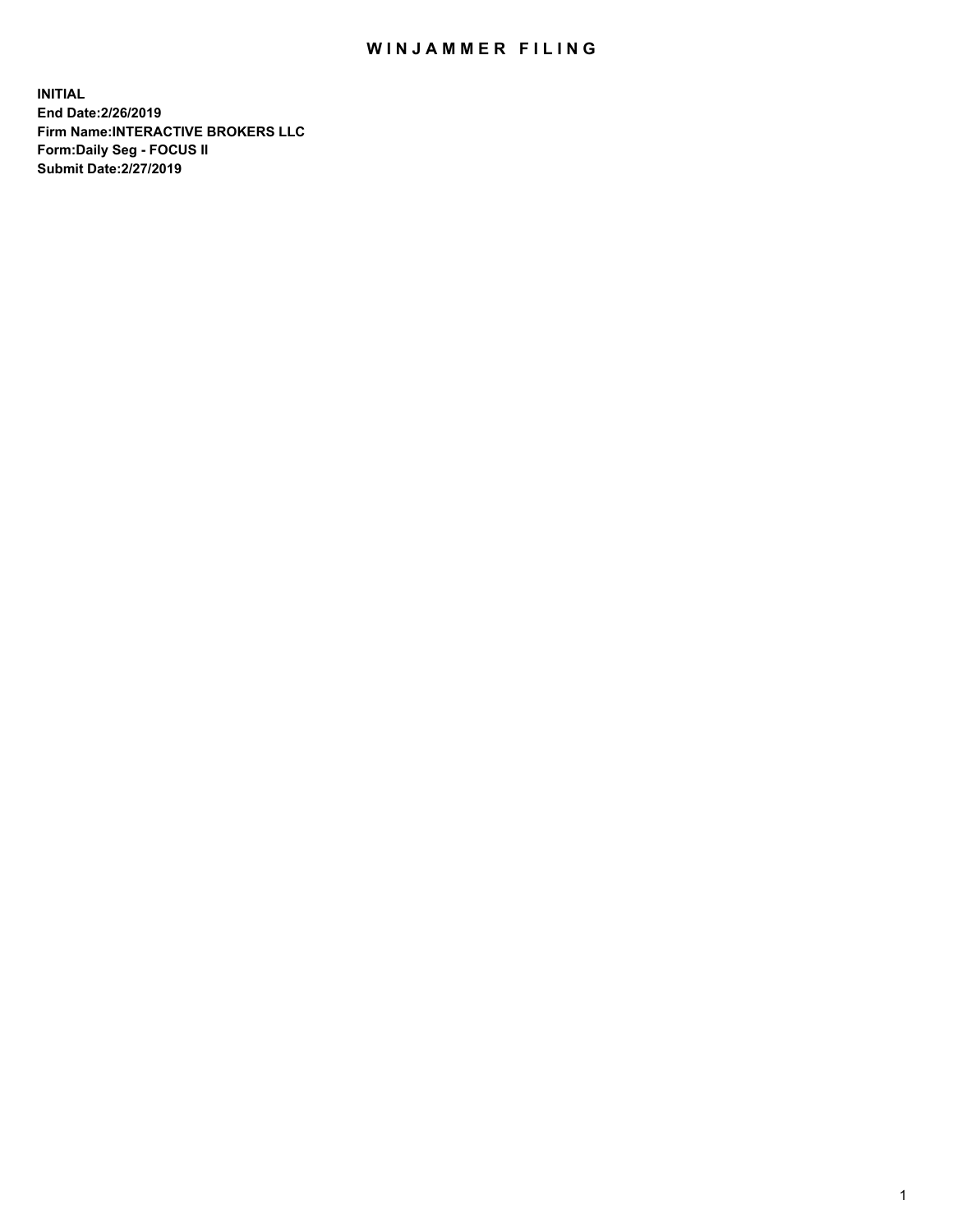# WINJAMMER FILING

**INITIAL**
**End Date:2/26/2019**
**Firm Name:INTERACTIVE BROKERS LLC**
**Form:Daily Seg - FOCUS II**
**Submit Date:2/27/2019**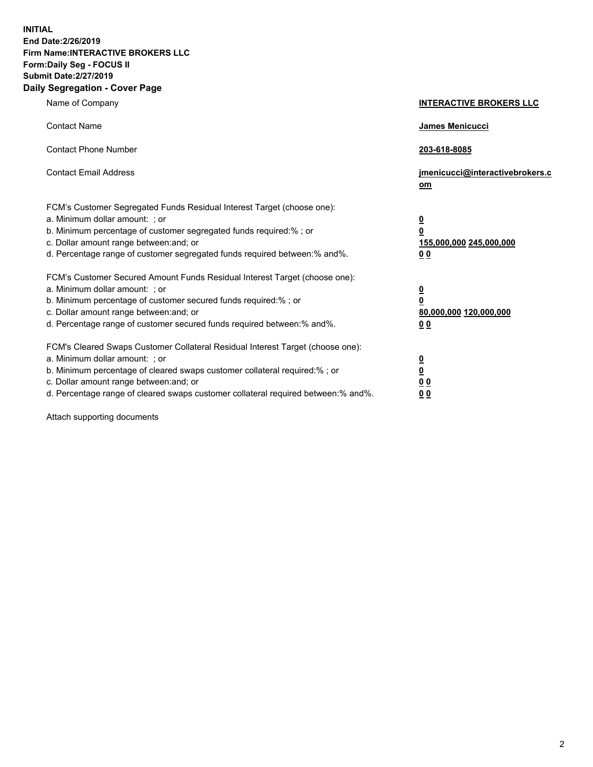**INITIAL**
**End Date:2/26/2019**
**Firm Name:INTERACTIVE BROKERS LLC**
**Form:Daily Seg - FOCUS II**
**Submit Date:2/27/2019**

## Daily Segregation - Cover Page

| | |
|---|---|
| Name of Company | **INTERACTIVE BROKERS LLC** |
| Contact Name | **James Menicucci** |
| Contact Phone Number | **203-618-8085** |
| Contact Email Address | **jmenicucci@interactivebrokers.com** |

FCM's Customer Segregated Funds Residual Interest Target (choose one):

| | |
|---|---|
| a. Minimum dollar amount: ; or | **0** |
| b. Minimum percentage of customer segregated funds required:% ; or | **0** |
| c. Dollar amount range between:and; or | **155,000,000 245,000,000** |
| d. Percentage range of customer segregated funds required between:% and%. | **0 0** |

FCM's Customer Secured Amount Funds Residual Interest Target (choose one):

| | |
|---|---|
| a. Minimum dollar amount: ; or | **0** |
| b. Minimum percentage of customer secured funds required:% ; or | **0** |
| c. Dollar amount range between:and; or | **80,000,000 120,000,000** |
| d. Percentage range of customer secured funds required between:% and%. | **0 0** |

FCM's Cleared Swaps Customer Collateral Residual Interest Target (choose one):

| | |
|---|---|
| a. Minimum dollar amount: ; or | **0** |
| b. Minimum percentage of cleared swaps customer collateral required:% ; or | **0** |
| c. Dollar amount range between:and; or | **0 0** |
| d. Percentage range of cleared swaps customer collateral required between:% and%. | **0 0** |

Attach supporting documents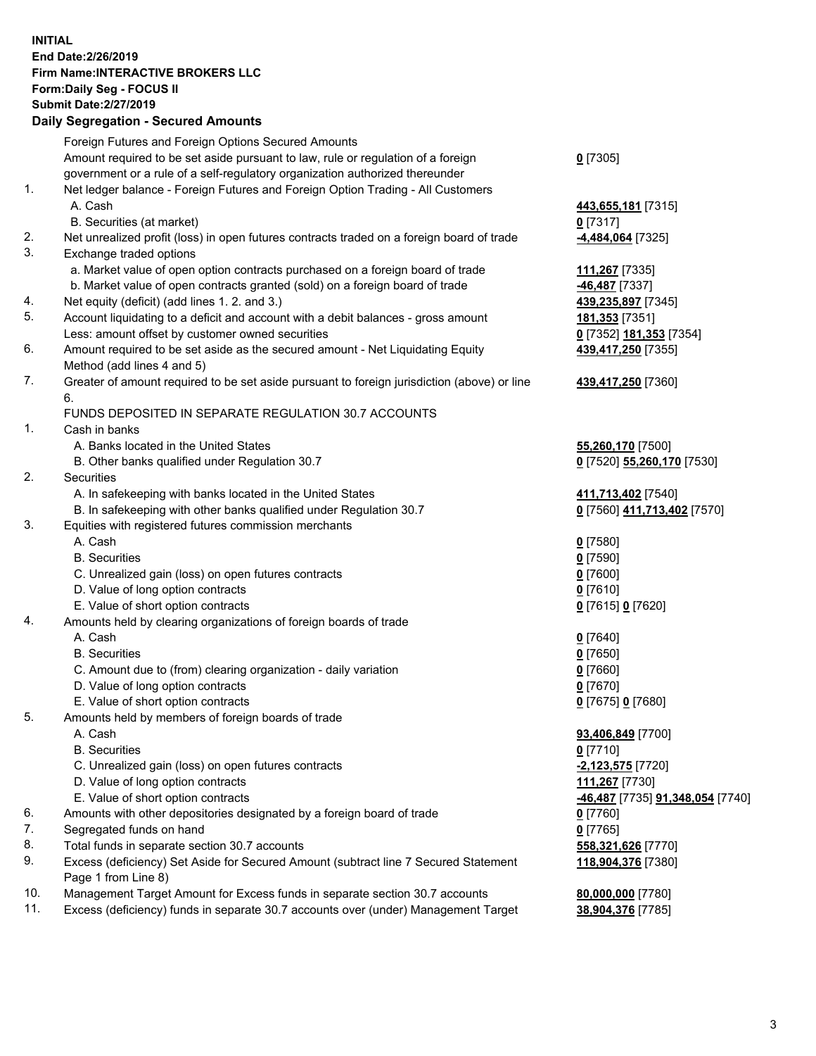**INITIAL**
**End Date:2/26/2019**
**Firm Name:INTERACTIVE BROKERS LLC**
**Form:Daily Seg - FOCUS II**
**Submit Date:2/27/2019**

## Daily Segregation - Secured Amounts

| | | |
|---|---|---|
| | Foreign Futures and Foreign Options Secured Amounts | |
| | Amount required to be set aside pursuant to law, rule or regulation of a foreign government or a rule of a self-regulatory organization authorized thereunder | **0** [7305] |
| 1. | Net ledger balance - Foreign Futures and Foreign Option Trading - All Customers | |
| | A. Cash | **443,655,181** [7315] |
| | B. Securities (at market) | **0** [7317] |
| 2. | Net unrealized profit (loss) in open futures contracts traded on a foreign board of trade | **-4,484,064** [7325] |
| 3. | Exchange traded options | |
| | a. Market value of open option contracts purchased on a foreign board of trade | **111,267** [7335] |
| | b. Market value of open contracts granted (sold) on a foreign board of trade | **-46,487** [7337] |
| 4. | Net equity (deficit) (add lines 1. 2. and 3.) | **439,235,897** [7345] |
| 5. | Account liquidating to a deficit and account with a debit balances - gross amount | **181,353** [7351] |
| | Less: amount offset by customer owned securities | **0** [7352] **181,353** [7354] |
| 6. | Amount required to be set aside as the secured amount - Net Liquidating Equity Method (add lines 4 and 5) | **439,417,250** [7355] |
| 7. | Greater of amount required to be set aside pursuant to foreign jurisdiction (above) or line 6. | **439,417,250** [7360] |
| | FUNDS DEPOSITED IN SEPARATE REGULATION 30.7 ACCOUNTS | |
| 1. | Cash in banks | |
| | A. Banks located in the United States | **55,260,170** [7500] |
| | B. Other banks qualified under Regulation 30.7 | **0** [7520] **55,260,170** [7530] |
| 2. | Securities | |
| | A. In safekeeping with banks located in the United States | **411,713,402** [7540] |
| | B. In safekeeping with other banks qualified under Regulation 30.7 | **0** [7560] **411,713,402** [7570] |
| 3. | Equities with registered futures commission merchants | |
| | A. Cash | **0** [7580] |
| | B. Securities | **0** [7590] |
| | C. Unrealized gain (loss) on open futures contracts | **0** [7600] |
| | D. Value of long option contracts | **0** [7610] |
| | E. Value of short option contracts | **0** [7615] **0** [7620] |
| 4. | Amounts held by clearing organizations of foreign boards of trade | |
| | A. Cash | **0** [7640] |
| | B. Securities | **0** [7650] |
| | C. Amount due to (from) clearing organization - daily variation | **0** [7660] |
| | D. Value of long option contracts | **0** [7670] |
| | E. Value of short option contracts | **0** [7675] **0** [7680] |
| 5. | Amounts held by members of foreign boards of trade | |
| | A. Cash | **93,406,849** [7700] |
| | B. Securities | **0** [7710] |
| | C. Unrealized gain (loss) on open futures contracts | **-2,123,575** [7720] |
| | D. Value of long option contracts | **111,267** [7730] |
| | E. Value of short option contracts | **-46,487** [7735] **91,348,054** [7740] |
| 6. | Amounts with other depositories designated by a foreign board of trade | **0** [7760] |
| 7. | Segregated funds on hand | **0** [7765] |
| 8. | Total funds in separate section 30.7 accounts | **558,321,626** [7770] |
| 9. | Excess (deficiency) Set Aside for Secured Amount (subtract line 7 Secured Statement Page 1 from Line 8) | **118,904,376** [7380] |
| 10. | Management Target Amount for Excess funds in separate section 30.7 accounts | **80,000,000** [7780] |
| 11. | Excess (deficiency) funds in separate 30.7 accounts over (under) Management Target | **38,904,376** [7785] |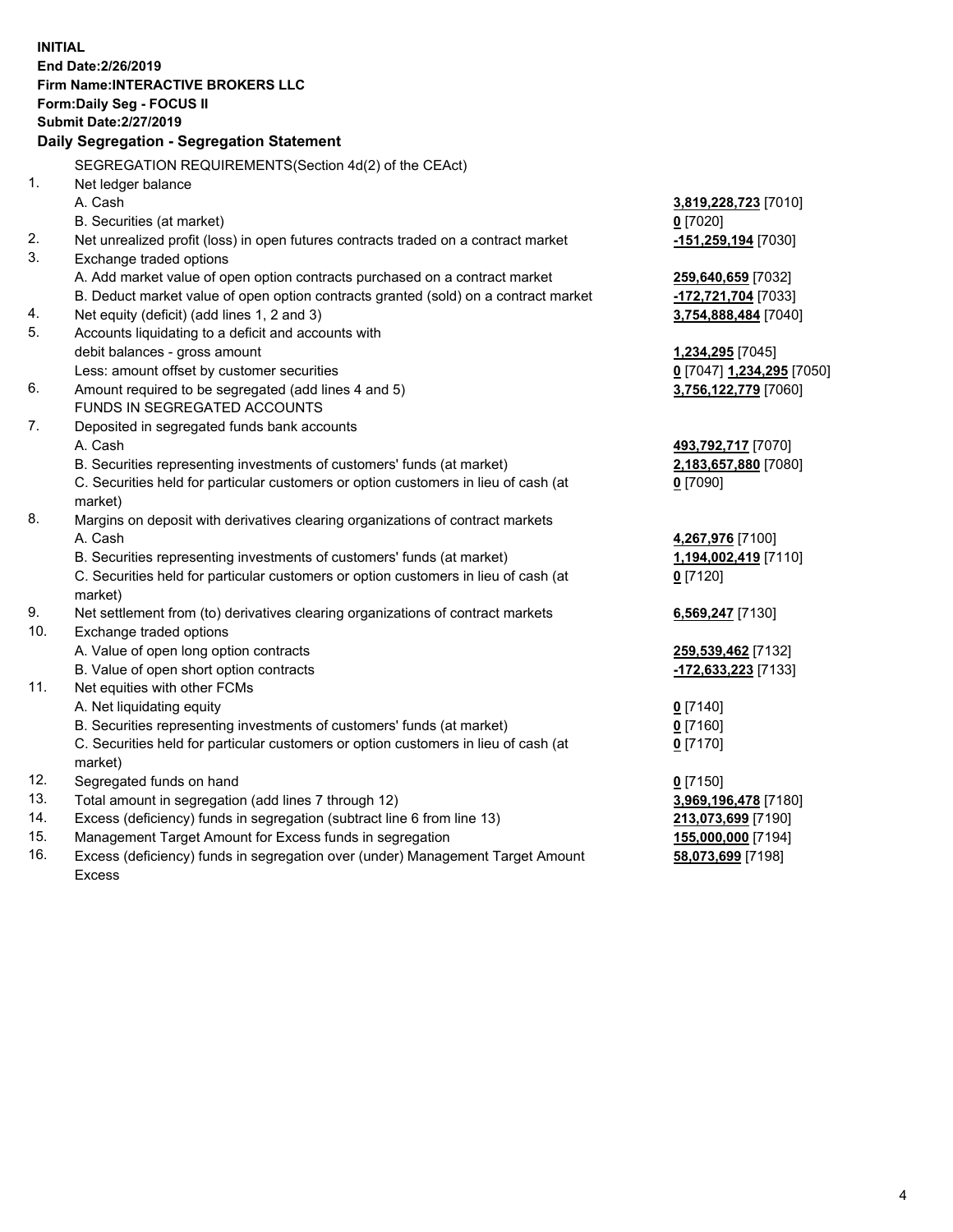**INITIAL**
**End Date:2/26/2019**
**Firm Name:INTERACTIVE BROKERS LLC**
**Form:Daily Seg - FOCUS II**
**Submit Date:2/27/2019**

**Daily Segregation - Segregation Statement**

| | | |
|---|---|---|
| | SEGREGATION REQUIREMENTS(Section 4d(2) of the CEAct) | |
| 1. | Net ledger balance | |
| | A. Cash | **3,819,228,723** [7010] |
| | B. Securities (at market) | **0** [7020] |
| 2. | Net unrealized profit (loss) in open futures contracts traded on a contract market | **-151,259,194** [7030] |
| 3. | Exchange traded options | |
| | A. Add market value of open option contracts purchased on a contract market | **259,640,659** [7032] |
| | B. Deduct market value of open option contracts granted (sold) on a contract market | **-172,721,704** [7033] |
| 4. | Net equity (deficit) (add lines 1, 2 and 3) | **3,754,888,484** [7040] |
| 5. | Accounts liquidating to a deficit and accounts with debit balances - gross amount | **1,234,295** [7045] |
| | Less: amount offset by customer securities | **0** [7047] **1,234,295** [7050] |
| 6. | Amount required to be segregated (add lines 4 and 5) | **3,756,122,779** [7060] |
| | FUNDS IN SEGREGATED ACCOUNTS | |
| 7. | Deposited in segregated funds bank accounts | |
| | A. Cash | **493,792,717** [7070] |
| | B. Securities representing investments of customers' funds (at market) | **2,183,657,880** [7080] |
| | C. Securities held for particular customers or option customers in lieu of cash (at market) | **0** [7090] |
| 8. | Margins on deposit with derivatives clearing organizations of contract markets | |
| | A. Cash | **4,267,976** [7100] |
| | B. Securities representing investments of customers' funds (at market) | **1,194,002,419** [7110] |
| | C. Securities held for particular customers or option customers in lieu of cash (at market) | **0** [7120] |
| 9. | Net settlement from (to) derivatives clearing organizations of contract markets | **6,569,247** [7130] |
| 10. | Exchange traded options | |
| | A. Value of open long option contracts | **259,539,462** [7132] |
| | B. Value of open short option contracts | **-172,633,223** [7133] |
| 11. | Net equities with other FCMs | |
| | A. Net liquidating equity | **0** [7140] |
| | B. Securities representing investments of customers' funds (at market) | **0** [7160] |
| | C. Securities held for particular customers or option customers in lieu of cash (at market) | **0** [7170] |
| 12. | Segregated funds on hand | **0** [7150] |
| 13. | Total amount in segregation (add lines 7 through 12) | **3,969,196,478** [7180] |
| 14. | Excess (deficiency) funds in segregation (subtract line 6 from line 13) | **213,073,699** [7190] |
| 15. | Management Target Amount for Excess funds in segregation | **155,000,000** [7194] |
| 16. | Excess (deficiency) funds in segregation over (under) Management Target Amount Excess | **58,073,699** [7198] |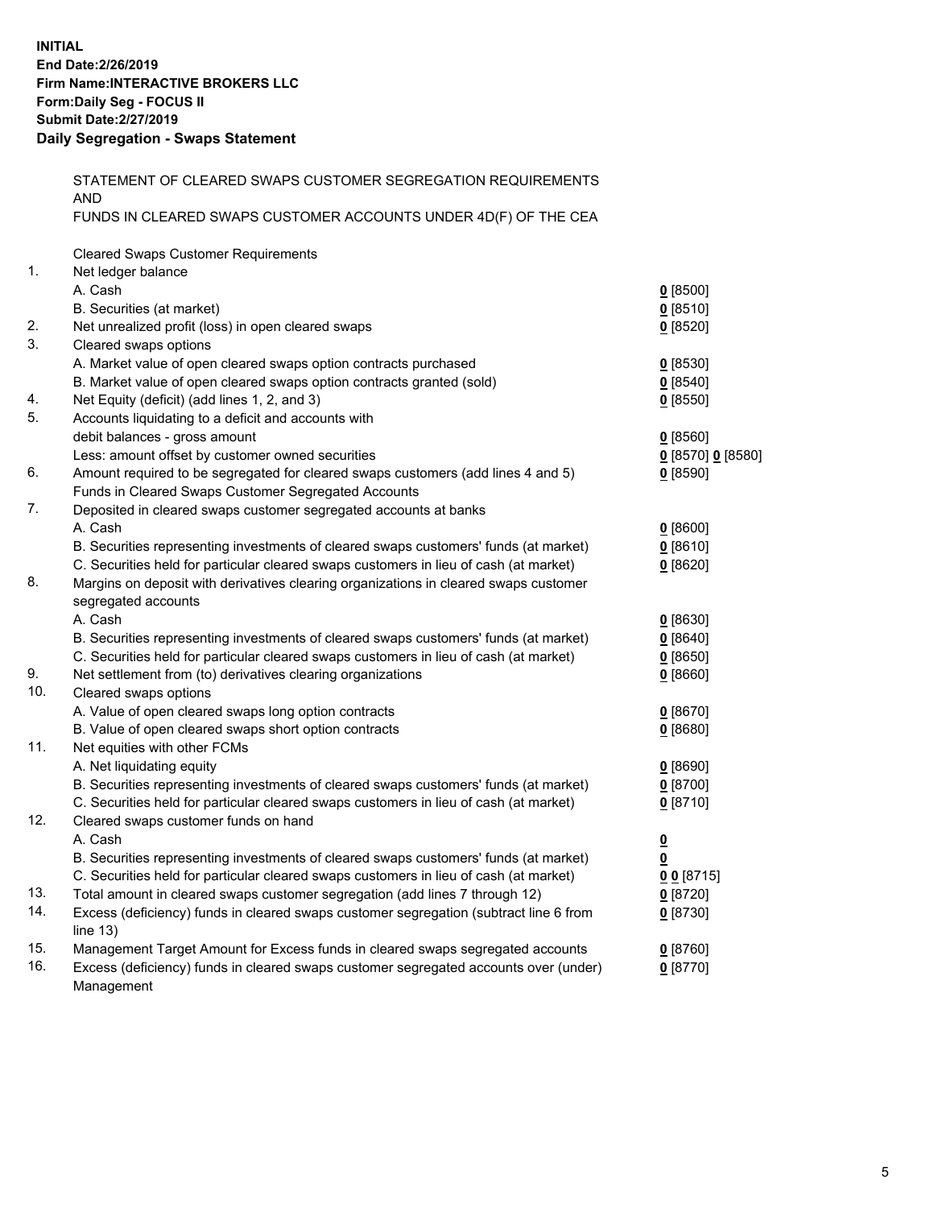**INITIAL**
**End Date:2/26/2019**
**Firm Name:INTERACTIVE BROKERS LLC**
**Form:Daily Seg - FOCUS II**
**Submit Date:2/27/2019**
**Daily Segregation - Swaps Statement**

STATEMENT OF CLEARED SWAPS CUSTOMER SEGREGATION REQUIREMENTS AND FUNDS IN CLEARED SWAPS CUSTOMER ACCOUNTS UNDER 4D(F) OF THE CEA

| | | |
|---|---|---|
| | Cleared Swaps Customer Requirements | |
| 1. | Net ledger balance | |
| | A. Cash | 0 [8500] |
| | B. Securities (at market) | 0 [8510] |
| 2. | Net unrealized profit (loss) in open cleared swaps | 0 [8520] |
| 3. | Cleared swaps options | |
| | A. Market value of open cleared swaps option contracts purchased | 0 [8530] |
| | B. Market value of open cleared swaps option contracts granted (sold) | 0 [8540] |
| 4. | Net Equity (deficit) (add lines 1, 2, and 3) | 0 [8550] |
| 5. | Accounts liquidating to a deficit and accounts with debit balances - gross amount | 0 [8560] |
| | Less: amount offset by customer owned securities | 0 [8570] 0 [8580] |
| 6. | Amount required to be segregated for cleared swaps customers (add lines 4 and 5) | 0 [8590] |
| | Funds in Cleared Swaps Customer Segregated Accounts | |
| 7. | Deposited in cleared swaps customer segregated accounts at banks | |
| | A. Cash | 0 [8600] |
| | B. Securities representing investments of cleared swaps customers' funds (at market) | 0 [8610] |
| | C. Securities held for particular cleared swaps customers in lieu of cash (at market) | 0 [8620] |
| 8. | Margins on deposit with derivatives clearing organizations in cleared swaps customer segregated accounts | |
| | A. Cash | 0 [8630] |
| | B. Securities representing investments of cleared swaps customers' funds (at market) | 0 [8640] |
| | C. Securities held for particular cleared swaps customers in lieu of cash (at market) | 0 [8650] |
| 9. | Net settlement from (to) derivatives clearing organizations | 0 [8660] |
| 10. | Cleared swaps options | |
| | A. Value of open cleared swaps long option contracts | 0 [8670] |
| | B. Value of open cleared swaps short option contracts | 0 [8680] |
| 11. | Net equities with other FCMs | |
| | A. Net liquidating equity | 0 [8690] |
| | B. Securities representing investments of cleared swaps customers' funds (at market) | 0 [8700] |
| | C. Securities held for particular cleared swaps customers in lieu of cash (at market) | 0 [8710] |
| 12. | Cleared swaps customer funds on hand | |
| | A. Cash | 0 |
| | B. Securities representing investments of cleared swaps customers' funds (at market) | 0 |
| | C. Securities held for particular cleared swaps customers in lieu of cash (at market) | 0 0 [8715] |
| 13. | Total amount in cleared swaps customer segregation (add lines 7 through 12) | 0 [8720] |
| 14. | Excess (deficiency) funds in cleared swaps customer segregation (subtract line 6 from line 13) | 0 [8730] |
| 15. | Management Target Amount for Excess funds in cleared swaps segregated accounts | 0 [8760] |
| 16. | Excess (deficiency) funds in cleared swaps customer segregated accounts over (under) Management | 0 [8770] |